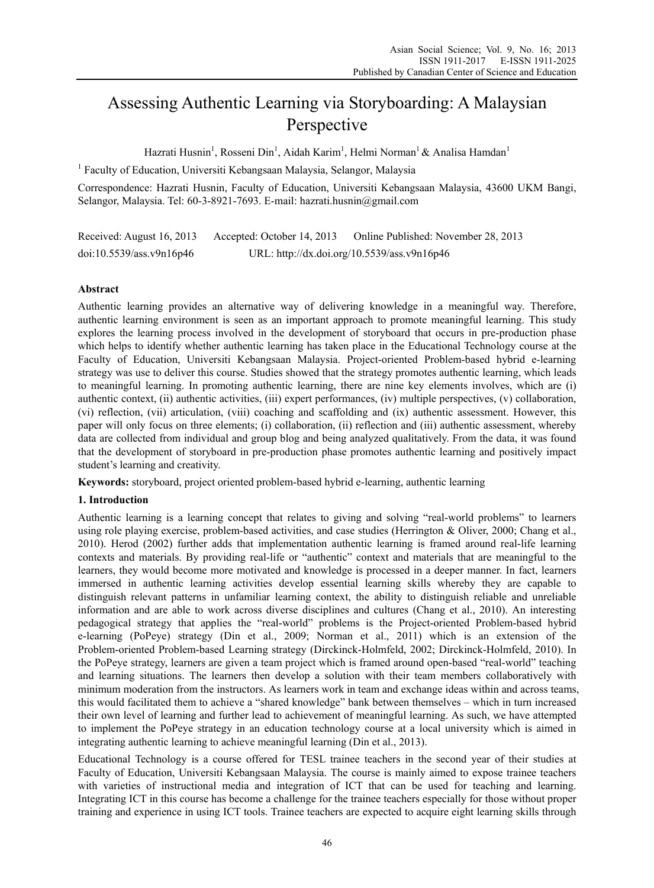# Assessing Authentic Learning via Storyboarding: A Malaysian Perspective

Hazrati Husnin[1], Rosseni Din[1], Aidah Karim[1], Helmi Norman[1] & Analisa Hamdan[1]

[1] Faculty of Education, Universiti Kebangsaan Malaysia, Selangor, Malaysia

Correspondence: Hazrati Husnin, Faculty of Education, Universiti Kebangsaan Malaysia, 43600 UKM Bangi, Selangor, Malaysia. Tel: 60-3-8921-7693. E-mail: hazrati.husnin@gmail.com

Received: August 16, 2013 Accepted: October 14, 2013 Online Published: November 28, 2013

doi:10.5539/ass.v9n16p46 URL: http://dx.doi.org/10.5539/ass.v9n16p46

## Abstract

Authentic learning provides an alternative way of delivering knowledge in a meaningful way. Therefore, authentic learning environment is seen as an important approach to promote meaningful learning. This study explores the learning process involved in the development of storyboard that occurs in pre-production phase which helps to identify whether authentic learning has taken place in the Educational Technology course at the Faculty of Education, Universiti Kebangsaan Malaysia. Project-oriented Problem-based hybrid e-learning strategy was use to deliver this course. Studies showed that the strategy promotes authentic learning, which leads to meaningful learning. In promoting authentic learning, there are nine key elements involves, which are (i) authentic context, (ii) authentic activities, (iii) expert performances, (iv) multiple perspectives, (v) collaboration, (vi) reflection, (vii) articulation, (viii) coaching and scaffolding and (ix) authentic assessment. However, this paper will only focus on three elements; (i) collaboration, (ii) reflection and (iii) authentic assessment, whereby data are collected from individual and group blog and being analyzed qualitatively. From the data, it was found that the development of storyboard in pre-production phase promotes authentic learning and positively impact student's learning and creativity.

**Keywords:** storyboard, project oriented problem-based hybrid e-learning, authentic learning

## 1. Introduction

Authentic learning is a learning concept that relates to giving and solving "real-world problems" to learners using role playing exercise, problem-based activities, and case studies (Herrington & Oliver, 2000; Chang et al., 2010). Herod (2002) further adds that implementation authentic learning is framed around real-life learning contexts and materials. By providing real-life or "authentic" context and materials that are meaningful to the learners, they would become more motivated and knowledge is processed in a deeper manner. In fact, learners immersed in authentic learning activities develop essential learning skills whereby they are capable to distinguish relevant patterns in unfamiliar learning context, the ability to distinguish reliable and unreliable information and are able to work across diverse disciplines and cultures (Chang et al., 2010). An interesting pedagogical strategy that applies the "real-world" problems is the Project-oriented Problem-based hybrid e-learning (PoPeye) strategy (Din et al., 2009; Norman et al., 2011) which is an extension of the Problem-oriented Problem-based Learning strategy (Dirckinck-Holmfeld, 2002; Dirckinck-Holmfeld, 2010). In the PoPeye strategy, learners are given a team project which is framed around open-based "real-world" teaching and learning situations. The learners then develop a solution with their team members collaboratively with minimum moderation from the instructors. As learners work in team and exchange ideas within and across teams, this would facilitated them to achieve a "shared knowledge" bank between themselves – which in turn increased their own level of learning and further lead to achievement of meaningful learning. As such, we have attempted to implement the PoPeye strategy in an education technology course at a local university which is aimed in integrating authentic learning to achieve meaningful learning (Din et al., 2013).

Educational Technology is a course offered for TESL trainee teachers in the second year of their studies at Faculty of Education, Universiti Kebangsaan Malaysia. The course is mainly aimed to expose trainee teachers with varieties of instructional media and integration of ICT that can be used for teaching and learning. Integrating ICT in this course has become a challenge for the trainee teachers especially for those without proper training and experience in using ICT tools. Trainee teachers are expected to acquire eight learning skills through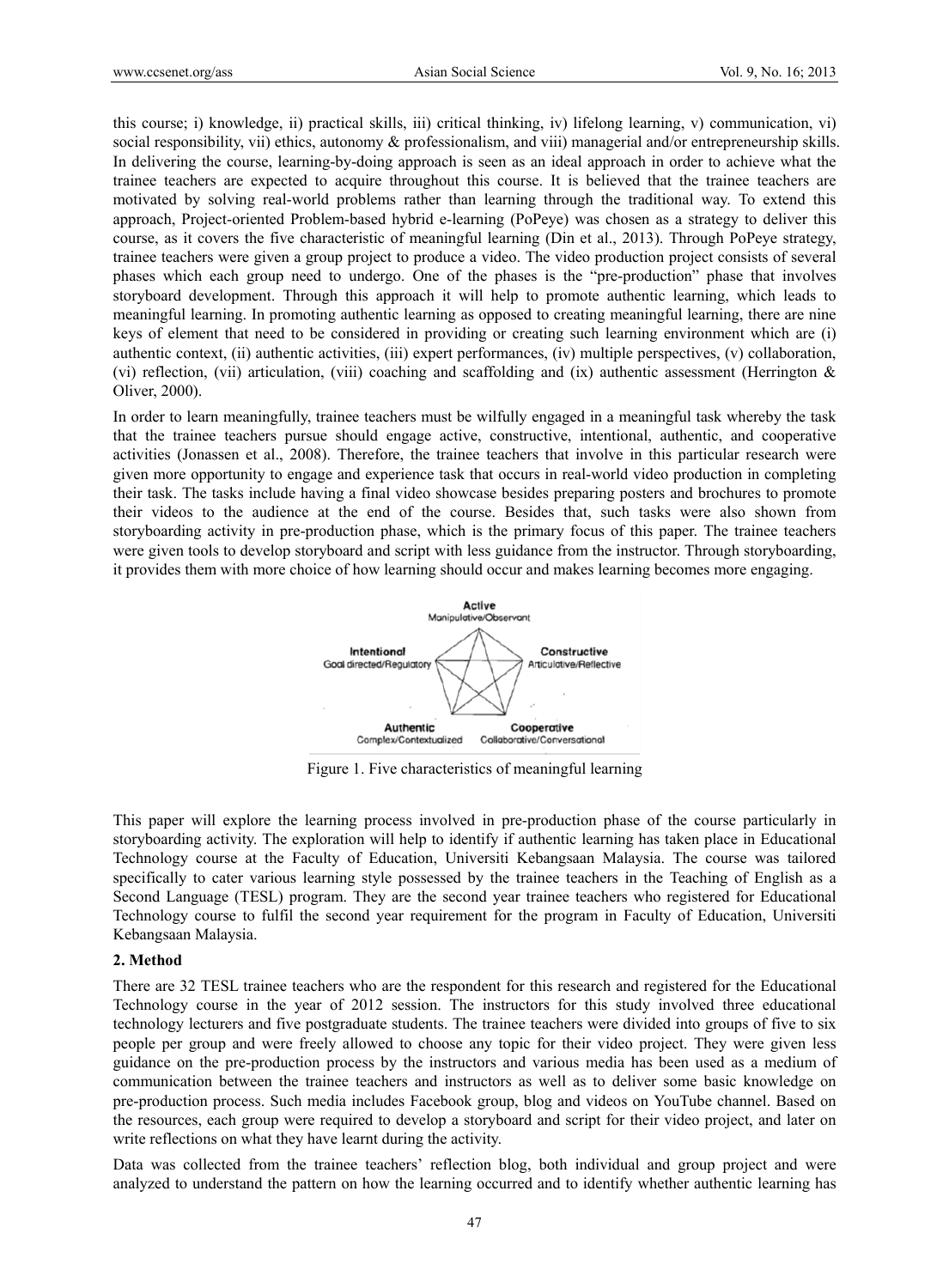this course; i) knowledge, ii) practical skills, iii) critical thinking, iv) lifelong learning, v) communication, vi) social responsibility, vii) ethics, autonomy & professionalism, and viii) managerial and/or entrepreneurship skills. In delivering the course, learning-by-doing approach is seen as an ideal approach in order to achieve what the trainee teachers are expected to acquire throughout this course. It is believed that the trainee teachers are motivated by solving real-world problems rather than learning through the traditional way. To extend this approach, Project-oriented Problem-based hybrid e-learning (PoPeye) was chosen as a strategy to deliver this course, as it covers the five characteristic of meaningful learning (Din et al., 2013). Through PoPeye strategy, trainee teachers were given a group project to produce a video. The video production project consists of several phases which each group need to undergo. One of the phases is the "pre-production" phase that involves storyboard development. Through this approach it will help to promote authentic learning, which leads to meaningful learning. In promoting authentic learning as opposed to creating meaningful learning, there are nine keys of element that need to be considered in providing or creating such learning environment which are (i) authentic context, (ii) authentic activities, (iii) expert performances, (iv) multiple perspectives, (v) collaboration, (vi) reflection, (vii) articulation, (viii) coaching and scaffolding and (ix) authentic assessment (Herrington & Oliver, 2000).

In order to learn meaningfully, trainee teachers must be wilfully engaged in a meaningful task whereby the task that the trainee teachers pursue should engage active, constructive, intentional, authentic, and cooperative activities (Jonassen et al., 2008). Therefore, the trainee teachers that involve in this particular research were given more opportunity to engage and experience task that occurs in real-world video production in completing their task. The tasks include having a final video showcase besides preparing posters and brochures to promote their videos to the audience at the end of the course. Besides that, such tasks were also shown from storyboarding activity in pre-production phase, which is the primary focus of this paper. The trainee teachers were given tools to develop storyboard and script with less guidance from the instructor. Through storyboarding, it provides them with more choice of how learning should occur and makes learning becomes more engaging.

Active
Manipulative/Observant

Intentional
Goal directed/Regulatory

Constructive
Articulative/Reflective

Authentic
Complex/Contextualized

Cooperative
Collaborative/Conversational

Figure 1. Five characteristics of meaningful learning

This paper will explore the learning process involved in pre-production phase of the course particularly in storyboarding activity. The exploration will help to identify if authentic learning has taken place in Educational Technology course at the Faculty of Education, Universiti Kebangsaan Malaysia. The course was tailored specifically to cater various learning style possessed by the trainee teachers in the Teaching of English as a Second Language (TESL) program. They are the second year trainee teachers who registered for Educational Technology course to fulfil the second year requirement for the program in Faculty of Education, Universiti Kebangsaan Malaysia.

## 2. Method

There are 32 TESL trainee teachers who are the respondent for this research and registered for the Educational Technology course in the year of 2012 session. The instructors for this study involved three educational technology lecturers and five postgraduate students. The trainee teachers were divided into groups of five to six people per group and were freely allowed to choose any topic for their video project. They were given less guidance on the pre-production process by the instructors and various media has been used as a medium of communication between the trainee teachers and instructors as well as to deliver some basic knowledge on pre-production process. Such media includes Facebook group, blog and videos on YouTube channel. Based on the resources, each group were required to develop a storyboard and script for their video project, and later on write reflections on what they have learnt during the activity.

Data was collected from the trainee teachers' reflection blog, both individual and group project and were analyzed to understand the pattern on how the learning occurred and to identify whether authentic learning has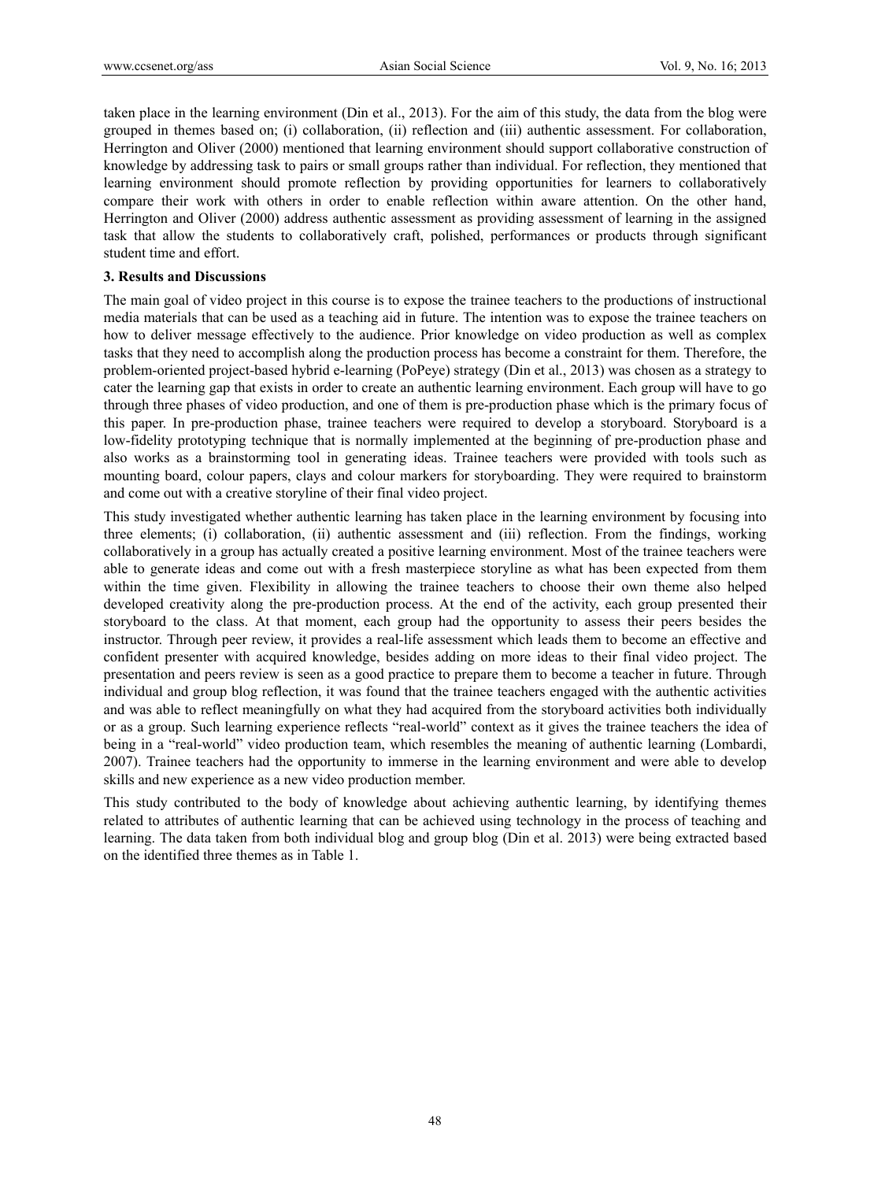taken place in the learning environment (Din et al., 2013). For the aim of this study, the data from the blog were grouped in themes based on; (i) collaboration, (ii) reflection and (iii) authentic assessment. For collaboration, Herrington and Oliver (2000) mentioned that learning environment should support collaborative construction of knowledge by addressing task to pairs or small groups rather than individual. For reflection, they mentioned that learning environment should promote reflection by providing opportunities for learners to collaboratively compare their work with others in order to enable reflection within aware attention. On the other hand, Herrington and Oliver (2000) address authentic assessment as providing assessment of learning in the assigned task that allow the students to collaboratively craft, polished, performances or products through significant student time and effort.

### 3. Results and Discussions

The main goal of video project in this course is to expose the trainee teachers to the productions of instructional media materials that can be used as a teaching aid in future. The intention was to expose the trainee teachers on how to deliver message effectively to the audience. Prior knowledge on video production as well as complex tasks that they need to accomplish along the production process has become a constraint for them. Therefore, the problem-oriented project-based hybrid e-learning (PoPeye) strategy (Din et al., 2013) was chosen as a strategy to cater the learning gap that exists in order to create an authentic learning environment. Each group will have to go through three phases of video production, and one of them is pre-production phase which is the primary focus of this paper. In pre-production phase, trainee teachers were required to develop a storyboard. Storyboard is a low-fidelity prototyping technique that is normally implemented at the beginning of pre-production phase and also works as a brainstorming tool in generating ideas. Trainee teachers were provided with tools such as mounting board, colour papers, clays and colour markers for storyboarding. They were required to brainstorm and come out with a creative storyline of their final video project.

This study investigated whether authentic learning has taken place in the learning environment by focusing into three elements; (i) collaboration, (ii) authentic assessment and (iii) reflection. From the findings, working collaboratively in a group has actually created a positive learning environment. Most of the trainee teachers were able to generate ideas and come out with a fresh masterpiece storyline as what has been expected from them within the time given. Flexibility in allowing the trainee teachers to choose their own theme also helped developed creativity along the pre-production process. At the end of the activity, each group presented their storyboard to the class. At that moment, each group had the opportunity to assess their peers besides the instructor. Through peer review, it provides a real-life assessment which leads them to become an effective and confident presenter with acquired knowledge, besides adding on more ideas to their final video project. The presentation and peers review is seen as a good practice to prepare them to become a teacher in future. Through individual and group blog reflection, it was found that the trainee teachers engaged with the authentic activities and was able to reflect meaningfully on what they had acquired from the storyboard activities both individually or as a group. Such learning experience reflects "real-world" context as it gives the trainee teachers the idea of being in a "real-world" video production team, which resembles the meaning of authentic learning (Lombardi, 2007). Trainee teachers had the opportunity to immerse in the learning environment and were able to develop skills and new experience as a new video production member.

This study contributed to the body of knowledge about achieving authentic learning, by identifying themes related to attributes of authentic learning that can be achieved using technology in the process of teaching and learning. The data taken from both individual blog and group blog (Din et al. 2013) were being extracted based on the identified three themes as in Table 1.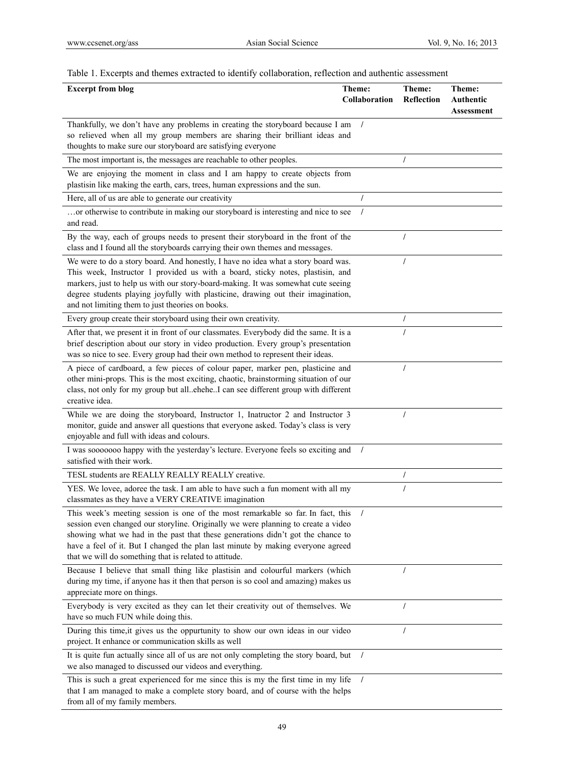Table 1. Excerpts and themes extracted to identify collaboration, reflection and authentic assessment

| Excerpt from blog | Theme: Collaboration | Theme: Reflection | Theme: Authentic Assessment |
|---|---|---|---|
| Thankfully, we don't have any problems in creating the storyboard because I am so relieved when all my group members are sharing their brilliant ideas and thoughts to make sure our storyboard are satisfying everyone | / | | |
| The most important is, the messages are reachable to other peoples. | | / | |
| We are enjoying the moment in class and I am happy to create objects from plastisin like making the earth, cars, trees, human expressions and the sun. | | | |
| Here, all of us are able to generate our creativity | / | | |
| …or otherwise to contribute in making our storyboard is interesting and nice to see and read. | / | | |
| By the way, each of groups needs to present their storyboard in the front of the class and I found all the storyboards carrying their own themes and messages. | | / | |
| We were to do a story board. And honestly, I have no idea what a story board was. This week, Instructor 1 provided us with a board, sticky notes, plastisin, and markers, just to help us with our story-board-making. It was somewhat cute seeing degree students playing joyfully with plasticine, drawing out their imagination, and not limiting them to just theories on books. | | / | |
| Every group create their storyboard using their own creativity. | | / | |
| After that, we present it in front of our classmates. Everybody did the same. It is a brief description about our story in video production. Every group's presentation was so nice to see. Every group had their own method to represent their ideas. | | / | |
| A piece of cardboard, a few pieces of colour paper, marker pen, plasticine and other mini-props. This is the most exciting, chaotic, brainstorming situation of our class, not only for my group but all..ehehe..I can see different group with different creative idea. | | / | |
| While we are doing the storyboard, Instructor 1, Inatructor 2 and Instructor 3 monitor, guide and answer all questions that everyone asked. Today's class is very enjoyable and full with ideas and colours. | | / | |
| I was sooooooo happy with the yesterday's lecture. Everyone feels so exciting and satisfied with their work. | / | | |
| TESL students are REALLY REALLY REALLY creative. | | / | |
| YES. We lovee, adoree the task. I am able to have such a fun moment with all my classmates as they have a VERY CREATIVE imagination | | / | |
| This week's meeting session is one of the most remarkable so far. In fact, this session even changed our storyline. Originally we were planning to create a video showing what we had in the past that these generations didn't got the chance to have a feel of it. But I changed the plan last minute by making everyone agreed that we will do something that is related to attitude. | / | | |
| Because I believe that small thing like plastisin and colourful markers (which during my time, if anyone has it then that person is so cool and amazing) makes us appreciate more on things. | | / | |
| Everybody is very excited as they can let their creativity out of themselves. We have so much FUN while doing this. | | / | |
| During this time,it gives us the oppurtunity to show our own ideas in our video project. It enhance or communication skills as well | | / | |
| It is quite fun actually since all of us are not only completing the story board, but we also managed to discussed our videos and everything. | / | | |
| This is such a great experienced for me since this is my the first time in my life that I am managed to make a complete story board, and of course with the helps from all of my family members. | / | | |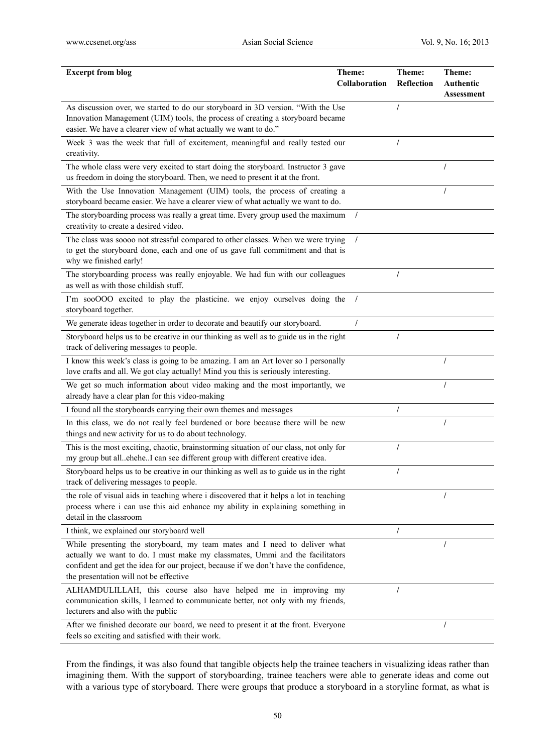| Excerpt from blog | Theme: Collaboration | Theme: Reflection | Theme: Authentic Assessment |
|---|---|---|---|
| As discussion over, we started to do our storyboard in 3D version. "With the Use Innovation Management (UIM) tools, the process of creating a storyboard became easier. We have a clearer view of what actually we want to do." | | / | |
| Week 3 was the week that full of excitement, meaningful and really tested our creativity. | | / | |
| The whole class were very excited to start doing the storyboard. Instructor 3 gave us freedom in doing the storyboard. Then, we need to present it at the front. | | | / |
| With the Use Innovation Management (UIM) tools, the process of creating a storyboard became easier. We have a clearer view of what actually we want to do. | | | / |
| The storyboarding process was really a great time. Every group used the maximum creativity to create a desired video. | / | | |
| The class was soooo not stressful compared to other classes. When we were trying to get the storyboard done, each and one of us gave full commitment and that is why we finished early! | / | | |
| The storyboarding process was really enjoyable. We had fun with our colleagues as well as with those childish stuff. | | / | |
| I'm sooOOO excited to play the plasticine. we enjoy ourselves doing the storyboard together. | / | | |
| We generate ideas together in order to decorate and beautify our storyboard. | / | | |
| Storyboard helps us to be creative in our thinking as well as to guide us in the right track of delivering messages to people. | | / | |
| I know this week's class is going to be amazing. I am an Art lover so I personally love crafts and all. We got clay actually! Mind you this is seriously interesting. | | | / |
| We get so much information about video making and the most importantly, we already have a clear plan for this video-making | | | / |
| I found all the storyboards carrying their own themes and messages | | / | |
| In this class, we do not really feel burdened or bore because there will be new things and new activity for us to do about technology. | | | / |
| This is the most exciting, chaotic, brainstorming situation of our class, not only for my group but all..ehehe..I can see different group with different creative idea. | | / | |
| Storyboard helps us to be creative in our thinking as well as to guide us in the right track of delivering messages to people. | | / | |
| the role of visual aids in teaching where i discovered that it helps a lot in teaching process where i can use this aid enhance my ability in explaining something in detail in the classroom | | | / |
| I think, we explained our storyboard well | | / | |
| While presenting the storyboard, my team mates and I need to deliver what actually we want to do. I must make my classmates, Ummi and the facilitators confident and get the idea for our project, because if we don't have the confidence, the presentation will not be effective | | | / |
| ALHAMDULILLAH, this course also have helped me in improving my communication skills, I learned to communicate better, not only with my friends, lecturers and also with the public | | / | |
| After we finished decorate our board, we need to present it at the front. Everyone feels so exciting and satisfied with their work. | | | / |

From the findings, it was also found that tangible objects help the trainee teachers in visualizing ideas rather than imagining them. With the support of storyboarding, trainee teachers were able to generate ideas and come out with a various type of storyboard. There were groups that produce a storyboard in a storyline format, as what is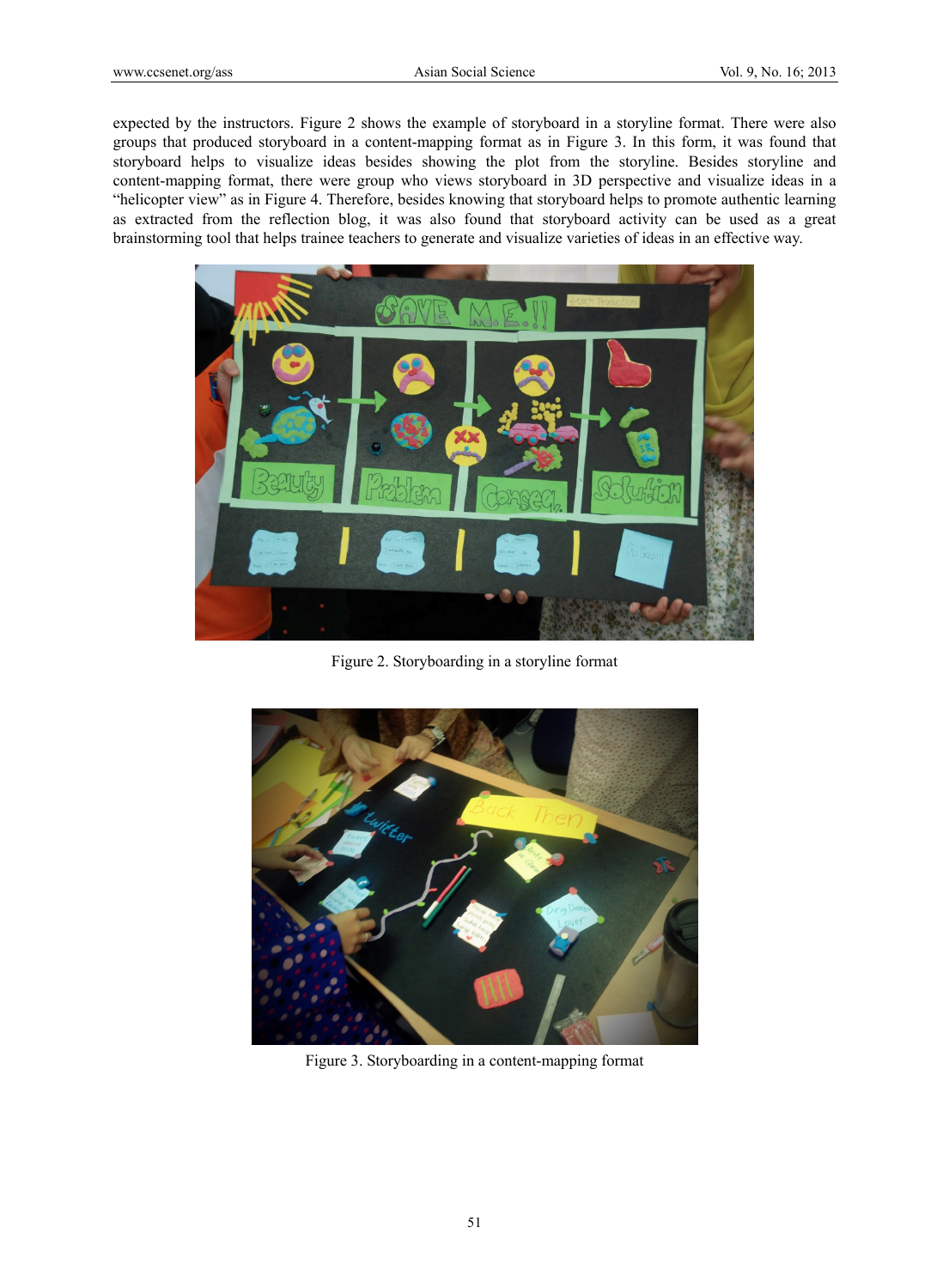expected by the instructors. Figure 2 shows the example of storyboard in a storyline format. There were also groups that produced storyboard in a content-mapping format as in Figure 3. In this form, it was found that storyboard helps to visualize ideas besides showing the plot from the storyline. Besides storyline and content-mapping format, there were group who views storyboard in 3D perspective and visualize ideas in a "helicopter view" as in Figure 4. Therefore, besides knowing that storyboard helps to promote authentic learning as extracted from the reflection blog, it was also found that storyboard activity can be used as a great brainstorming tool that helps trainee teachers to generate and visualize varieties of ideas in an effective way.

Figure 2. Storyboarding in a storyline format

Figure 3. Storyboarding in a content-mapping format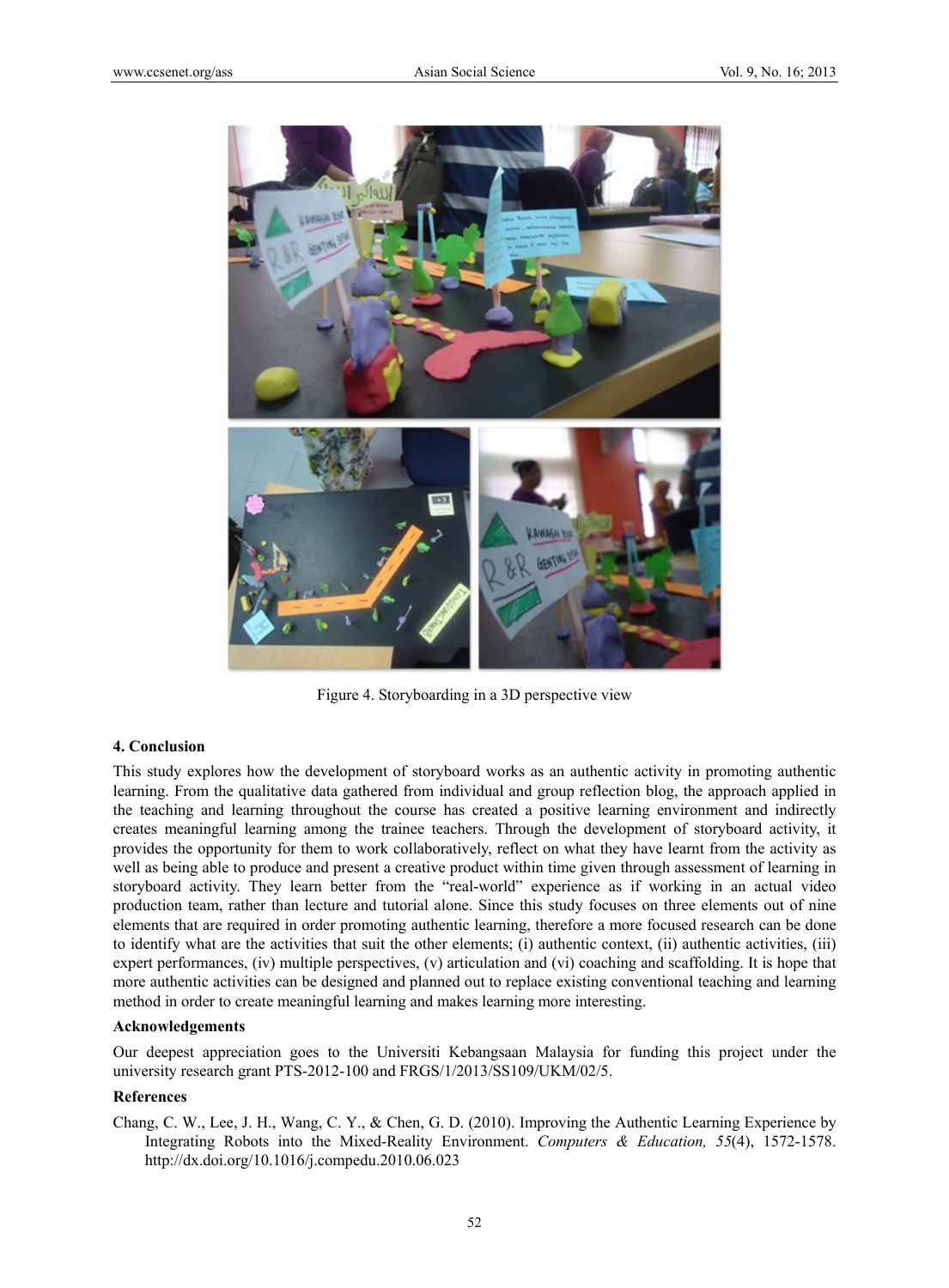Figure 4. Storyboarding in a 3D perspective view

## 4. Conclusion

This study explores how the development of storyboard works as an authentic activity in promoting authentic learning. From the qualitative data gathered from individual and group reflection blog, the approach applied in the teaching and learning throughout the course has created a positive learning environment and indirectly creates meaningful learning among the trainee teachers. Through the development of storyboard activity, it provides the opportunity for them to work collaboratively, reflect on what they have learnt from the activity as well as being able to produce and present a creative product within time given through assessment of learning in storyboard activity. They learn better from the "real-world" experience as if working in an actual video production team, rather than lecture and tutorial alone. Since this study focuses on three elements out of nine elements that are required in order promoting authentic learning, therefore a more focused research can be done to identify what are the activities that suit the other elements; (i) authentic context, (ii) authentic activities, (iii) expert performances, (iv) multiple perspectives, (v) articulation and (vi) coaching and scaffolding. It is hope that more authentic activities can be designed and planned out to replace existing conventional teaching and learning method in order to create meaningful learning and makes learning more interesting.

### Acknowledgements

Our deepest appreciation goes to the Universiti Kebangsaan Malaysia for funding this project under the university research grant PTS-2012-100 and FRGS/1/2013/SS109/UKM/02/5.

### References

Chang, C. W., Lee, J. H., Wang, C. Y., & Chen, G. D. (2010). Improving the Authentic Learning Experience by Integrating Robots into the Mixed-Reality Environment. *Computers & Education, 55*(4), 1572-1578. http://dx.doi.org/10.1016/j.compedu.2010.06.023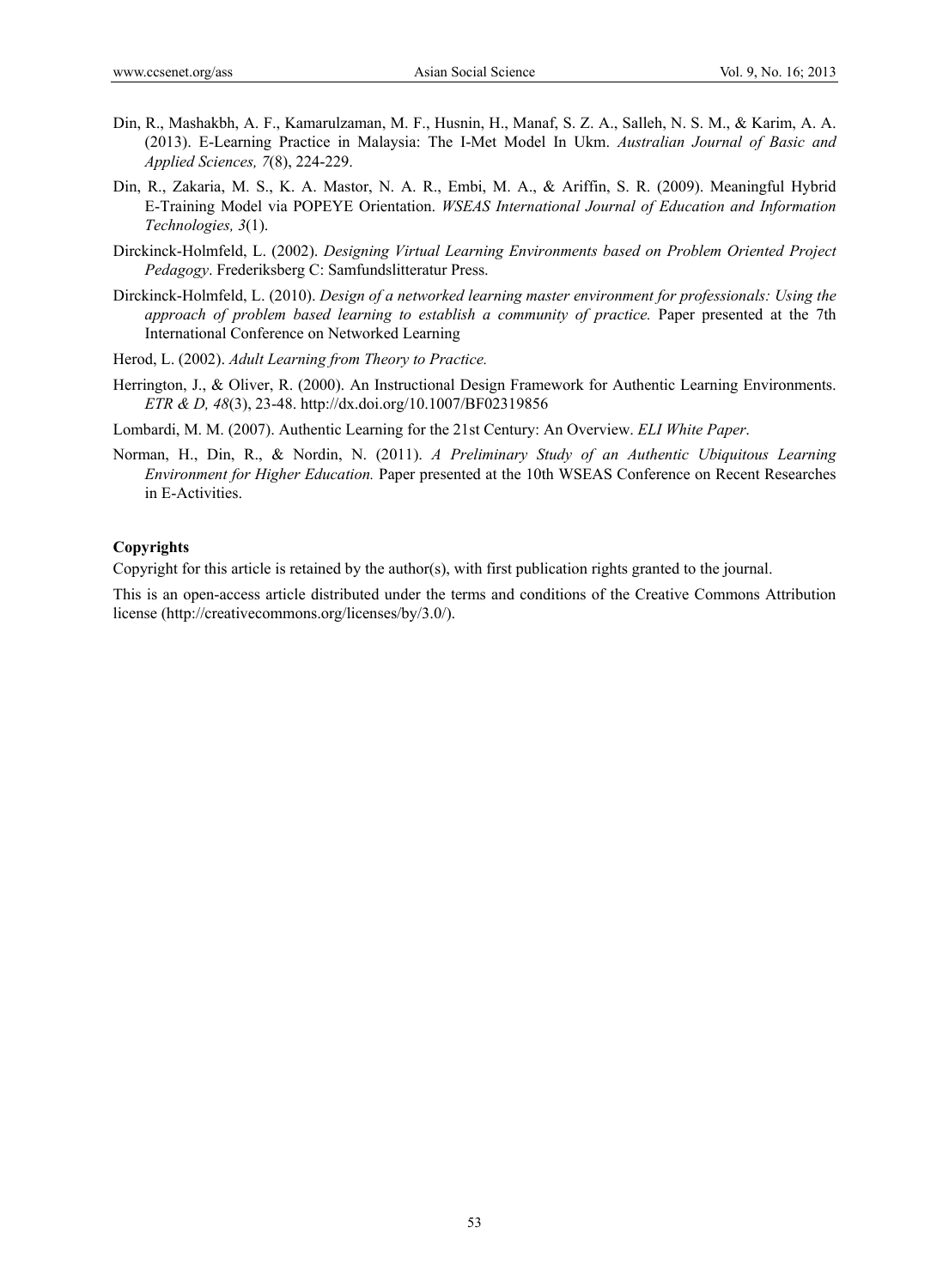Din, R., Mashakbh, A. F., Kamarulzaman, M. F., Husnin, H., Manaf, S. Z. A., Salleh, N. S. M., & Karim, A. A. (2013). E-Learning Practice in Malaysia: The I-Met Model In Ukm. *Australian Journal of Basic and Applied Sciences, 7*(8), 224-229.

Din, R., Zakaria, M. S., K. A. Mastor, N. A. R., Embi, M. A., & Ariffin, S. R. (2009). Meaningful Hybrid E-Training Model via POPEYE Orientation. *WSEAS International Journal of Education and Information Technologies, 3*(1).

Dirckinck-Holmfeld, L. (2002). *Designing Virtual Learning Environments based on Problem Oriented Project Pedagogy*. Frederiksberg C: Samfundslitteratur Press.

Dirckinck-Holmfeld, L. (2010). *Design of a networked learning master environment for professionals: Using the approach of problem based learning to establish a community of practice.* Paper presented at the 7th International Conference on Networked Learning

Herod, L. (2002). *Adult Learning from Theory to Practice.*

Herrington, J., & Oliver, R. (2000). An Instructional Design Framework for Authentic Learning Environments. *ETR & D, 48*(3), 23-48. http://dx.doi.org/10.1007/BF02319856

Lombardi, M. M. (2007). Authentic Learning for the 21st Century: An Overview. *ELI White Paper*.

Norman, H., Din, R., & Nordin, N. (2011). *A Preliminary Study of an Authentic Ubiquitous Learning Environment for Higher Education.* Paper presented at the 10th WSEAS Conference on Recent Researches in E-Activities.

**Copyrights**

Copyright for this article is retained by the author(s), with first publication rights granted to the journal.

This is an open-access article distributed under the terms and conditions of the Creative Commons Attribution license (http://creativecommons.org/licenses/by/3.0/).